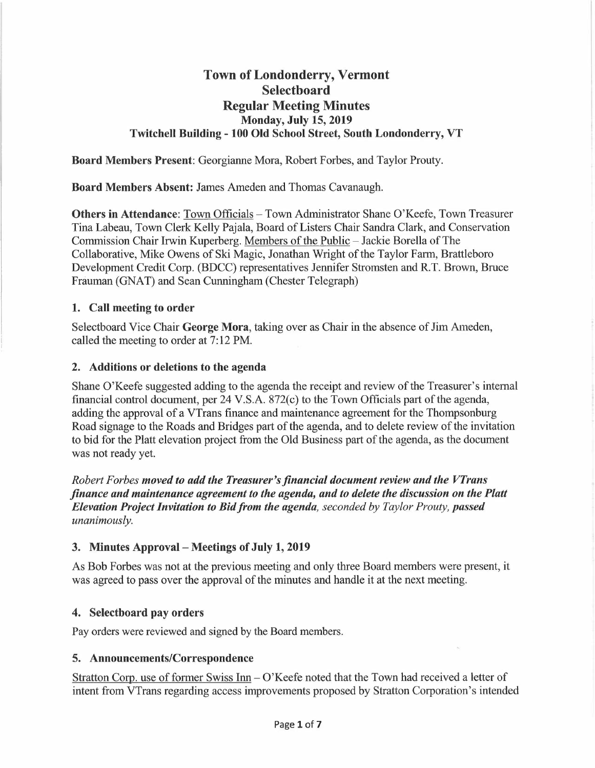# Town of Londonderry, Vermont
## Selectboard
## Regular Meeting Minutes
### Monday, July 15, 2019
### Twitchell Building - 100 Old School Street, South Londonderry, VT

**Board Members Present**: Georgianne Mora, Robert Forbes, and Taylor Prouty.

**Board Members Absent:** James Ameden and Thomas Cavanaugh.

**Others in Attendance**: Town Officials – Town Administrator Shane O'Keefe, Town Treasurer Tina Labeau, Town Clerk Kelly Pajala, Board of Listers Chair Sandra Clark, and Conservation Commission Chair Irwin Kuperberg. Members of the Public – Jackie Borella of The Collaborative, Mike Owens of Ski Magic, Jonathan Wright of the Taylor Farm, Brattleboro Development Credit Corp. (BDCC) representatives Jennifer Stromsten and R.T. Brown, Bruce Frauman (GNAT) and Sean Cunningham (Chester Telegraph)

### 1. Call meeting to order

Selectboard Vice Chair **George Mora**, taking over as Chair in the absence of Jim Ameden, called the meeting to order at 7:12 PM.

### 2. Additions or deletions to the agenda

Shane O'Keefe suggested adding to the agenda the receipt and review of the Treasurer's internal financial control document, per 24 V.S.A. 872(c) to the Town Officials part of the agenda, adding the approval of a VTrans finance and maintenance agreement for the Thompsonburg Road signage to the Roads and Bridges part of the agenda, and to delete review of the invitation to bid for the Platt elevation project from the Old Business part of the agenda, as the document was not ready yet.

*Robert Forbes* ***moved to add the Treasurer's financial document review and the VTrans finance and maintenance agreement to the agenda, and to delete the discussion on the Platt Elevation Project Invitation to Bid from the agenda,*** *seconded by Taylor Prouty,* ***passed*** *unanimously.*

### 3. Minutes Approval – Meetings of July 1, 2019

As Bob Forbes was not at the previous meeting and only three Board members were present, it was agreed to pass over the approval of the minutes and handle it at the next meeting.

### 4. Selectboard pay orders

Pay orders were reviewed and signed by the Board members.

### 5. Announcements/Correspondence

Stratton Corp. use of former Swiss Inn – O'Keefe noted that the Town had received a letter of intent from VTrans regarding access improvements proposed by Stratton Corporation's intended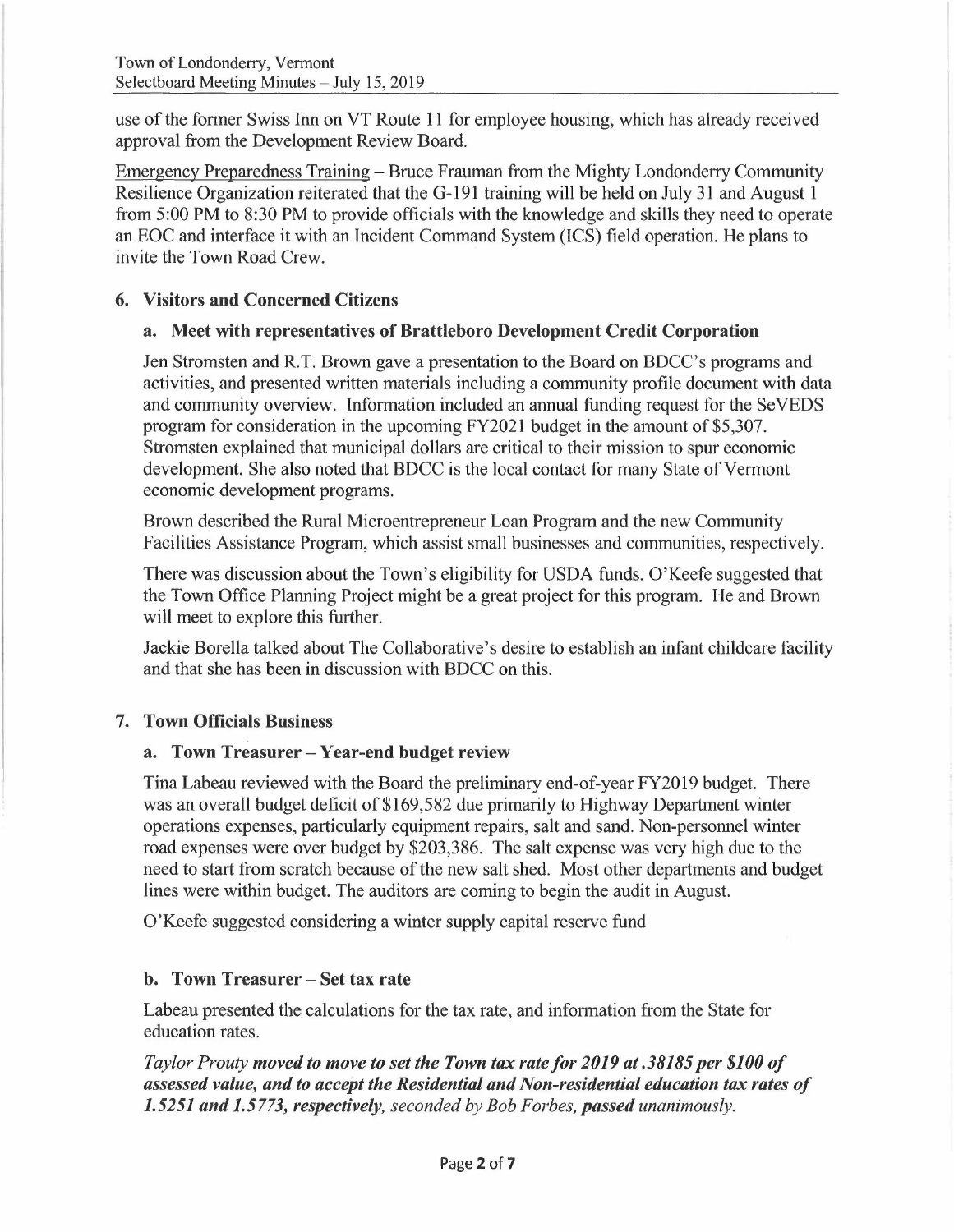use of the former Swiss Inn on VT Route 11 for employee housing, which has already received approval from the Development Review Board.

Emergency Preparedness Training – Bruce Frauman from the Mighty Londonderry Community Resilience Organization reiterated that the G-191 training will be held on July 31 and August 1 from 5:00 PM to 8:30 PM to provide officials with the knowledge and skills they need to operate an EOC and interface it with an Incident Command System (ICS) field operation. He plans to invite the Town Road Crew.

## 6. Visitors and Concerned Citizens

### a. Meet with representatives of Brattleboro Development Credit Corporation

Jen Stromsten and R.T. Brown gave a presentation to the Board on BDCC's programs and activities, and presented written materials including a community profile document with data and community overview. Information included an annual funding request for the SeVEDS program for consideration in the upcoming FY2021 budget in the amount of $5,307. Stromsten explained that municipal dollars are critical to their mission to spur economic development. She also noted that BDCC is the local contact for many State of Vermont economic development programs.

Brown described the Rural Microentrepreneur Loan Program and the new Community Facilities Assistance Program, which assist small businesses and communities, respectively.

There was discussion about the Town's eligibility for USDA funds. O'Keefe suggested that the Town Office Planning Project might be a great project for this program. He and Brown will meet to explore this further.

Jackie Borella talked about The Collaborative's desire to establish an infant childcare facility and that she has been in discussion with BDCC on this.

## 7. Town Officials Business

### a. Town Treasurer – Year-end budget review

Tina Labeau reviewed with the Board the preliminary end-of-year FY2019 budget. There was an overall budget deficit of $169,582 due primarily to Highway Department winter operations expenses, particularly equipment repairs, salt and sand. Non-personnel winter road expenses were over budget by $203,386. The salt expense was very high due to the need to start from scratch because of the new salt shed. Most other departments and budget lines were within budget. The auditors are coming to begin the audit in August.

O'Keefe suggested considering a winter supply capital reserve fund

### b. Town Treasurer – Set tax rate

Labeau presented the calculations for the tax rate, and information from the State for education rates.

*Taylor Prouty* ***moved to move to set the Town tax rate for 2019 at .38185 per $100 of assessed value, and to accept the Residential and Non-residential education tax rates of 1.5251 and 1.5773, respectively,*** *seconded by Bob Forbes,* ***passed*** *unanimously.*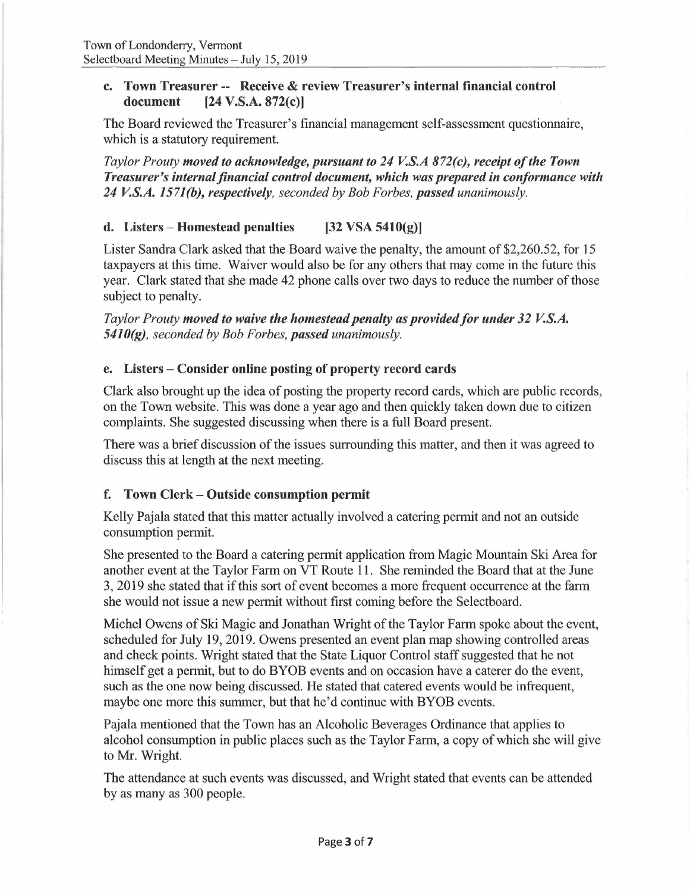### c. Town Treasurer -- Receive & review Treasurer's internal financial control document [24 V.S.A. 872(c)]

The Board reviewed the Treasurer's financial management self-assessment questionnaire, which is a statutory requirement.

*Taylor Prouty **moved to acknowledge, pursuant to 24 V.S.A 872(c), receipt of the Town Treasurer's internal financial control document, which was prepared in conformance with 24 V.S.A. 1571(b), respectively**, seconded by Bob Forbes, **passed** unanimously.*

### d. Listers – Homestead penalties [32 VSA 5410(g)]

Lister Sandra Clark asked that the Board waive the penalty, the amount of $2,260.52, for 15 taxpayers at this time. Waiver would also be for any others that may come in the future this year. Clark stated that she made 42 phone calls over two days to reduce the number of those subject to penalty.

*Taylor Prouty **moved to waive the homestead penalty as provided for under 32 V.S.A. 5410(g)**, seconded by Bob Forbes, **passed** unanimously.*

### e. Listers – Consider online posting of property record cards

Clark also brought up the idea of posting the property record cards, which are public records, on the Town website. This was done a year ago and then quickly taken down due to citizen complaints. She suggested discussing when there is a full Board present.

There was a brief discussion of the issues surrounding this matter, and then it was agreed to discuss this at length at the next meeting.

### f. Town Clerk – Outside consumption permit

Kelly Pajala stated that this matter actually involved a catering permit and not an outside consumption permit.

She presented to the Board a catering permit application from Magic Mountain Ski Area for another event at the Taylor Farm on VT Route 11. She reminded the Board that at the June 3, 2019 she stated that if this sort of event becomes a more frequent occurrence at the farm she would not issue a new permit without first coming before the Selectboard.

Michel Owens of Ski Magic and Jonathan Wright of the Taylor Farm spoke about the event, scheduled for July 19, 2019. Owens presented an event plan map showing controlled areas and check points. Wright stated that the State Liquor Control staff suggested that he not himself get a permit, but to do BYOB events and on occasion have a caterer do the event, such as the one now being discussed. He stated that catered events would be infrequent, maybe one more this summer, but that he'd continue with BYOB events.

Pajala mentioned that the Town has an Alcoholic Beverages Ordinance that applies to alcohol consumption in public places such as the Taylor Farm, a copy of which she will give to Mr. Wright.

The attendance at such events was discussed, and Wright stated that events can be attended by as many as 300 people.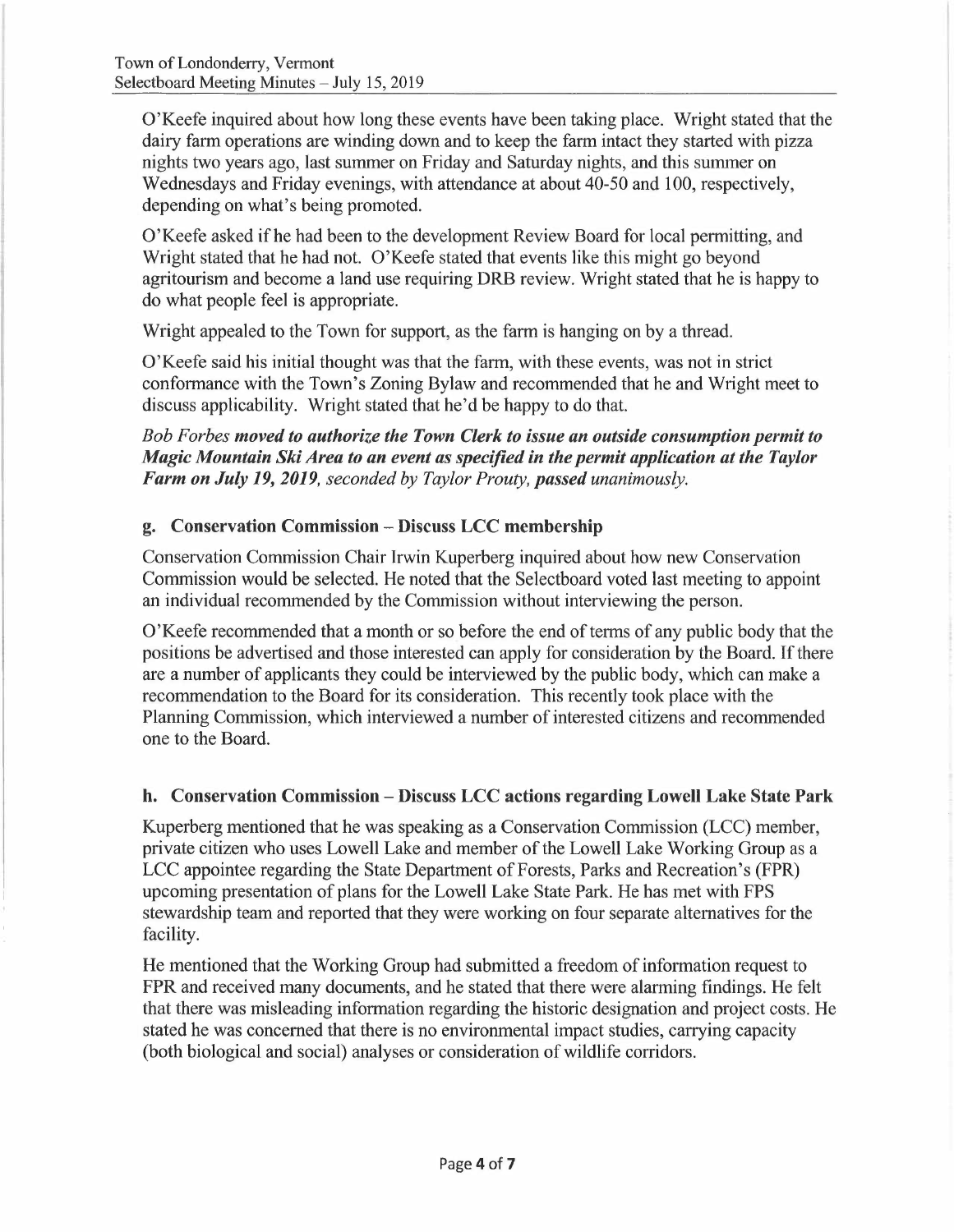O'Keefe inquired about how long these events have been taking place. Wright stated that the dairy farm operations are winding down and to keep the farm intact they started with pizza nights two years ago, last summer on Friday and Saturday nights, and this summer on Wednesdays and Friday evenings, with attendance at about 40-50 and 100, respectively, depending on what's being promoted.

O'Keefe asked if he had been to the development Review Board for local permitting, and Wright stated that he had not. O'Keefe stated that events like this might go beyond agritourism and become a land use requiring DRB review. Wright stated that he is happy to do what people feel is appropriate.

Wright appealed to the Town for support, as the farm is hanging on by a thread.

O'Keefe said his initial thought was that the farm, with these events, was not in strict conformance with the Town's Zoning Bylaw and recommended that he and Wright meet to discuss applicability. Wright stated that he'd be happy to do that.

*Bob Forbes **moved to authorize the Town Clerk to issue an outside consumption permit to Magic Mountain Ski Area to an event as specified in the permit application at the Taylor Farm on July 19, 2019**, seconded by Taylor Prouty, **passed** unanimously.*

## g. Conservation Commission – Discuss LCC membership

Conservation Commission Chair Irwin Kuperberg inquired about how new Conservation Commission would be selected. He noted that the Selectboard voted last meeting to appoint an individual recommended by the Commission without interviewing the person.

O'Keefe recommended that a month or so before the end of terms of any public body that the positions be advertised and those interested can apply for consideration by the Board. If there are a number of applicants they could be interviewed by the public body, which can make a recommendation to the Board for its consideration. This recently took place with the Planning Commission, which interviewed a number of interested citizens and recommended one to the Board.

## h. Conservation Commission – Discuss LCC actions regarding Lowell Lake State Park

Kuperberg mentioned that he was speaking as a Conservation Commission (LCC) member, private citizen who uses Lowell Lake and member of the Lowell Lake Working Group as a LCC appointee regarding the State Department of Forests, Parks and Recreation's (FPR) upcoming presentation of plans for the Lowell Lake State Park. He has met with FPS stewardship team and reported that they were working on four separate alternatives for the facility.

He mentioned that the Working Group had submitted a freedom of information request to FPR and received many documents, and he stated that there were alarming findings. He felt that there was misleading information regarding the historic designation and project costs. He stated he was concerned that there is no environmental impact studies, carrying capacity (both biological and social) analyses or consideration of wildlife corridors.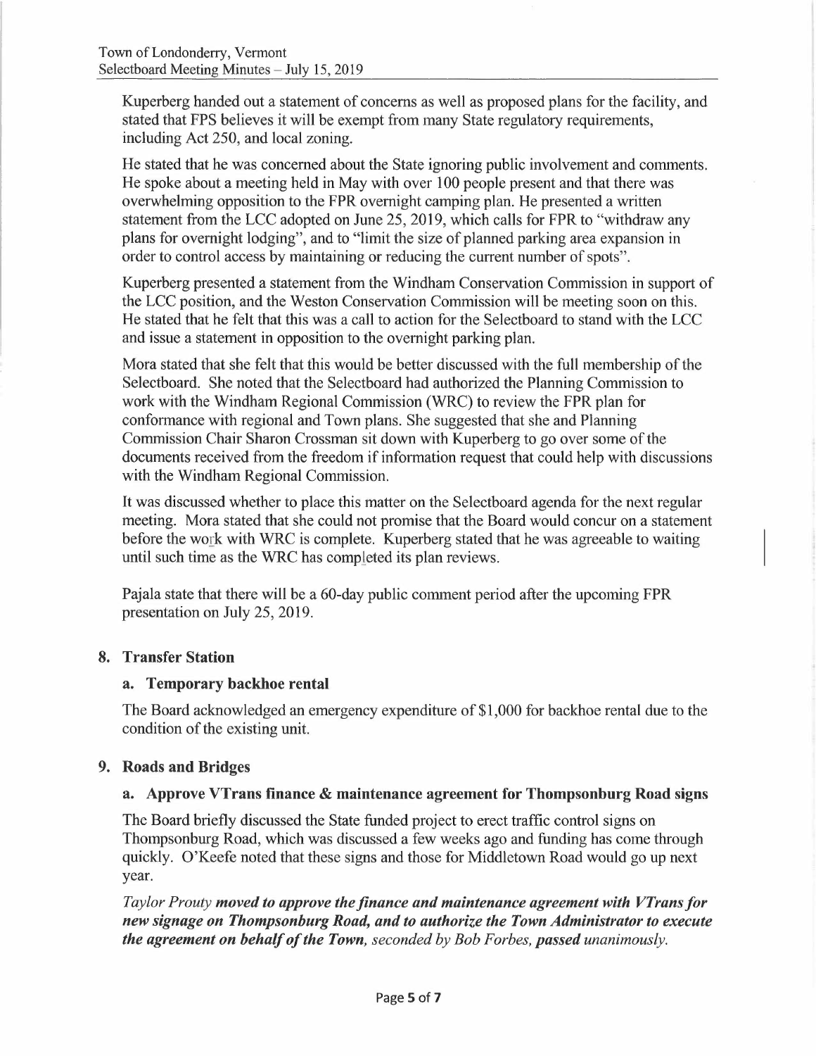Kuperberg handed out a statement of concerns as well as proposed plans for the facility, and stated that FPS believes it will be exempt from many State regulatory requirements, including Act 250, and local zoning.

He stated that he was concerned about the State ignoring public involvement and comments. He spoke about a meeting held in May with over 100 people present and that there was overwhelming opposition to the FPR overnight camping plan. He presented a written statement from the LCC adopted on June 25, 2019, which calls for FPR to "withdraw any plans for overnight lodging", and to "limit the size of planned parking area expansion in order to control access by maintaining or reducing the current number of spots".

Kuperberg presented a statement from the Windham Conservation Commission in support of the LCC position, and the Weston Conservation Commission will be meeting soon on this. He stated that he felt that this was a call to action for the Selectboard to stand with the LCC and issue a statement in opposition to the overnight parking plan.

Mora stated that she felt that this would be better discussed with the full membership of the Selectboard. She noted that the Selectboard had authorized the Planning Commission to work with the Windham Regional Commission (WRC) to review the FPR plan for conformance with regional and Town plans. She suggested that she and Planning Commission Chair Sharon Crossman sit down with Kuperberg to go over some of the documents received from the freedom if information request that could help with discussions with the Windham Regional Commission.

It was discussed whether to place this matter on the Selectboard agenda for the next regular meeting. Mora stated that she could not promise that the Board would concur on a statement before the work with WRC is complete. Kuperberg stated that he was agreeable to waiting until such time as the WRC has completed its plan reviews.

Pajala state that there will be a 60-day public comment period after the upcoming FPR presentation on July 25, 2019.

## 8. Transfer Station

### a. Temporary backhoe rental

The Board acknowledged an emergency expenditure of $1,000 for backhoe rental due to the condition of the existing unit.

## 9. Roads and Bridges

### a. Approve VTrans finance & maintenance agreement for Thompsonburg Road signs

The Board briefly discussed the State funded project to erect traffic control signs on Thompsonburg Road, which was discussed a few weeks ago and funding has come through quickly. O'Keefe noted that these signs and those for Middletown Road would go up next year.

*Taylor Prouty* ***moved to approve the finance and maintenance agreement with VTrans for new signage on Thompsonburg Road, and to authorize the Town Administrator to execute the agreement on behalf of the Town,*** *seconded by Bob Forbes,* ***passed*** *unanimously.*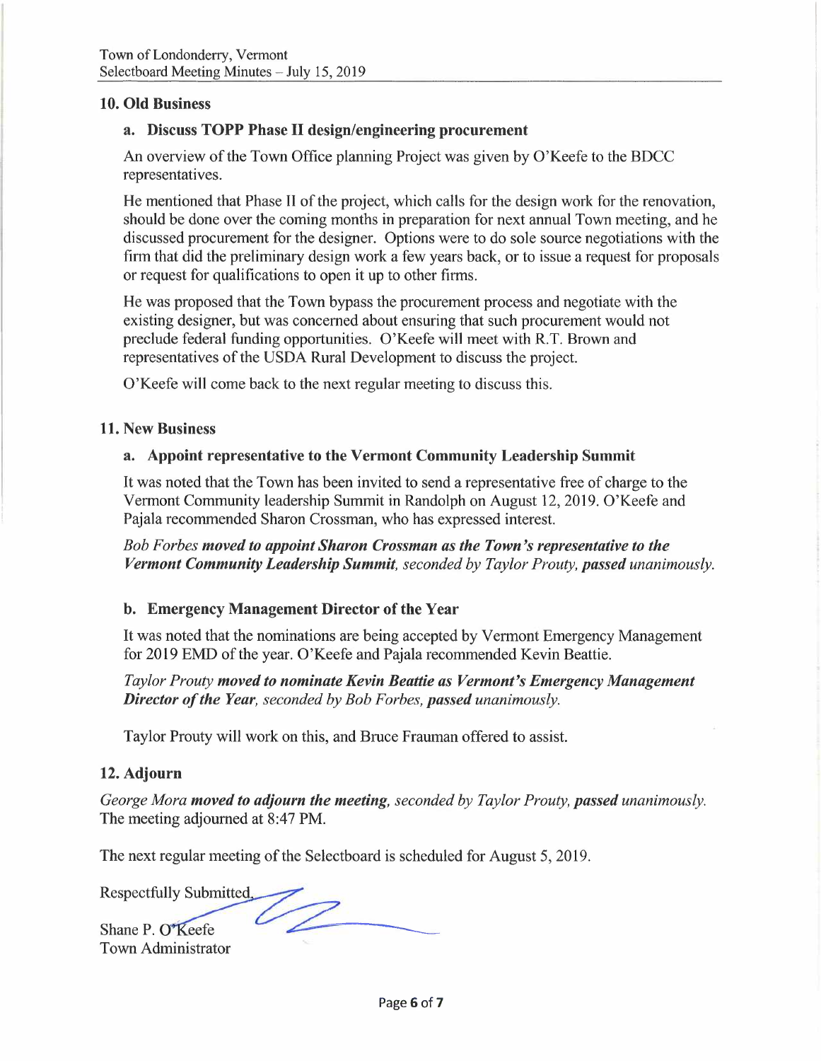## 10. Old Business

### a. Discuss TOPP Phase II design/engineering procurement

An overview of the Town Office planning Project was given by O'Keefe to the BDCC representatives.

He mentioned that Phase II of the project, which calls for the design work for the renovation, should be done over the coming months in preparation for next annual Town meeting, and he discussed procurement for the designer. Options were to do sole source negotiations with the firm that did the preliminary design work a few years back, or to issue a request for proposals or request for qualifications to open it up to other firms.

He was proposed that the Town bypass the procurement process and negotiate with the existing designer, but was concerned about ensuring that such procurement would not preclude federal funding opportunities. O'Keefe will meet with R.T. Brown and representatives of the USDA Rural Development to discuss the project.

O'Keefe will come back to the next regular meeting to discuss this.

## 11. New Business

### a. Appoint representative to the Vermont Community Leadership Summit

It was noted that the Town has been invited to send a representative free of charge to the Vermont Community leadership Summit in Randolph on August 12, 2019. O'Keefe and Pajala recommended Sharon Crossman, who has expressed interest.

*Bob Forbes* ***moved to appoint Sharon Crossman as the Town's representative to the Vermont Community Leadership Summit****, seconded by Taylor Prouty,* ***passed*** *unanimously.*

### b. Emergency Management Director of the Year

It was noted that the nominations are being accepted by Vermont Emergency Management for 2019 EMD of the year. O'Keefe and Pajala recommended Kevin Beattie.

*Taylor Prouty* ***moved to nominate Kevin Beattie as Vermont's Emergency Management Director of the Year****, seconded by Bob Forbes,* ***passed*** *unanimously.*

Taylor Prouty will work on this, and Bruce Frauman offered to assist.

## 12. Adjourn

*George Mora* ***moved to adjourn the meeting****, seconded by Taylor Prouty,* ***passed*** *unanimously.* The meeting adjourned at 8:47 PM.

The next regular meeting of the Selectboard is scheduled for August 5, 2019.

Respectfully Submitted,

Shane P. O'Keefe
Town Administrator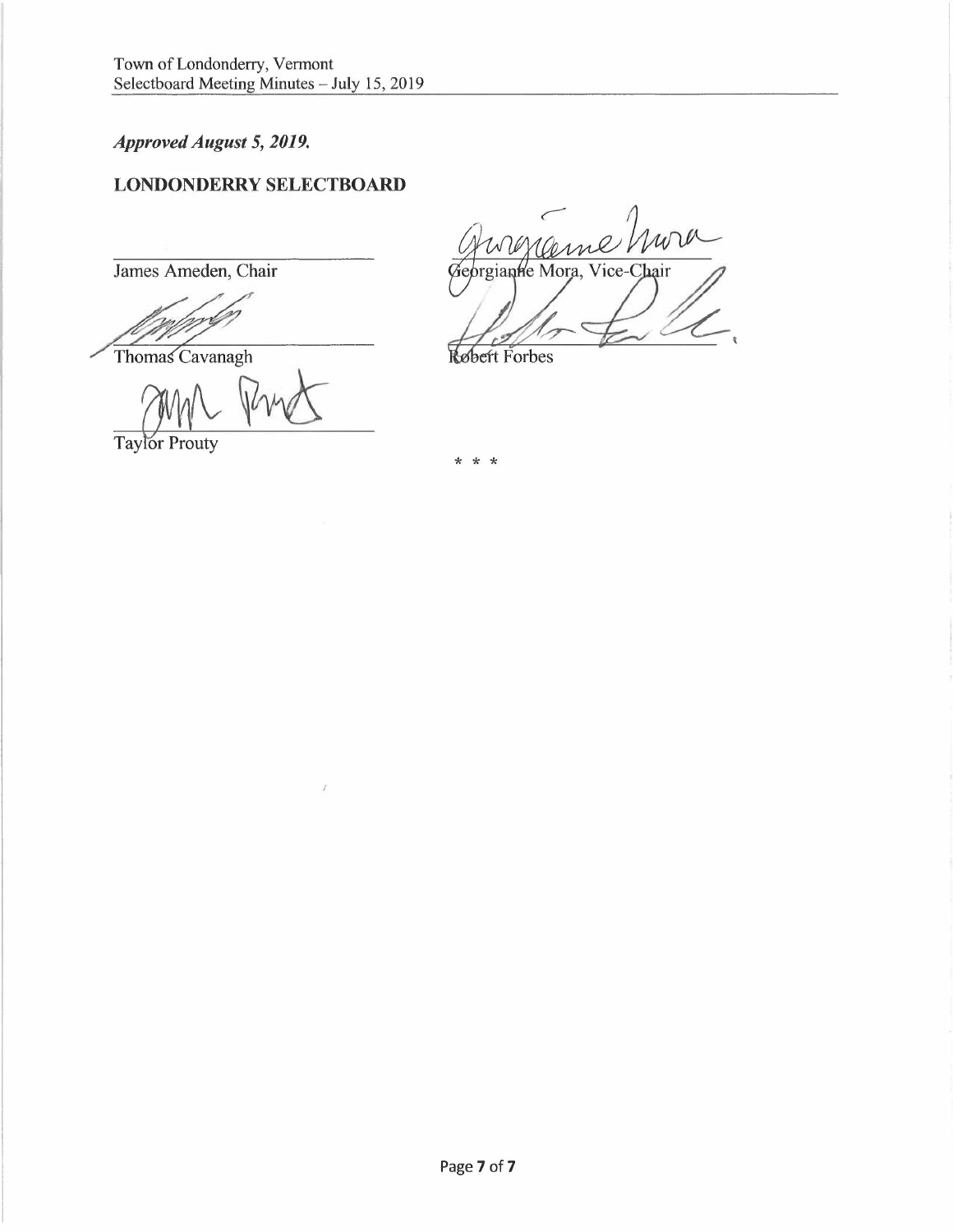*Approved August 5, 2019.*

**LONDONDERRY SELECTBOARD**

James Ameden, Chair

Georgianne Mora, Vice-Chair

Thomas Cavanagh

Robert Forbes

Taylor Prouty

\* \* \*